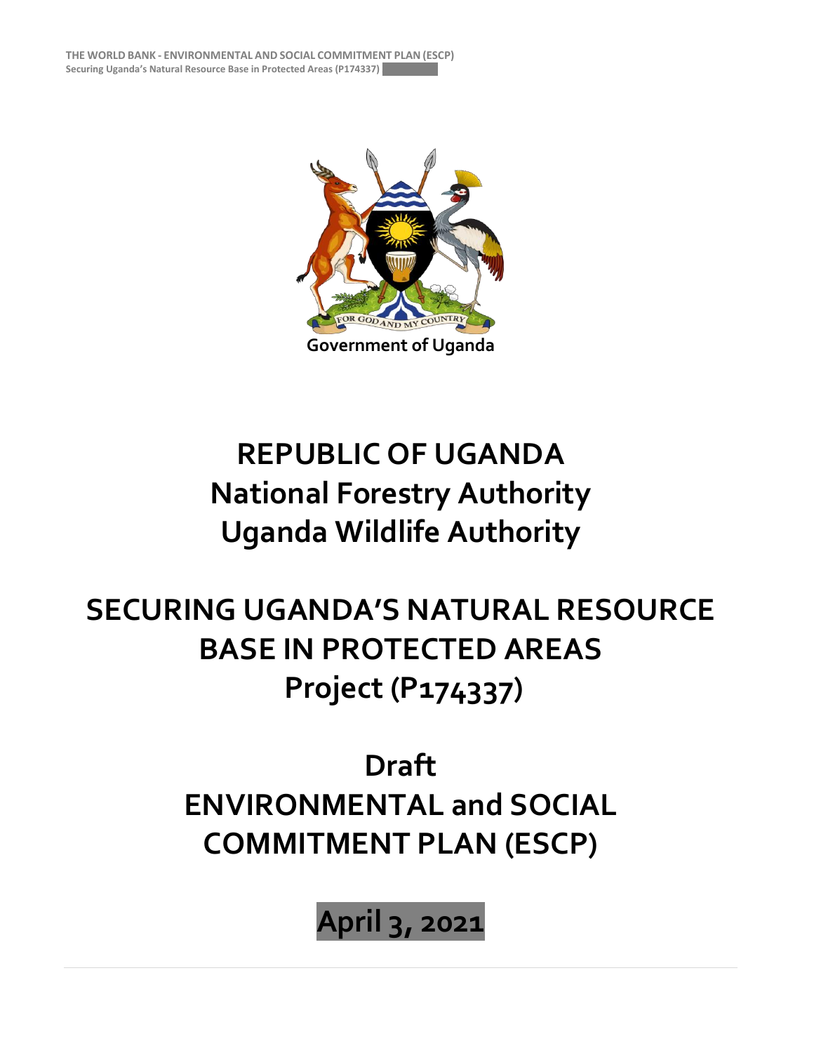Government of Uganda

# REPUBLIC OF UGANDA
# National Forestry Authority
# Uganda Wildlife Authority

# SECURING UGANDA'S NATURAL RESOURCE BASE IN PROTECTED AREAS Project (P174337)

# Draft
# ENVIRONMENTAL and SOCIAL COMMITMENT PLAN (ESCP)

## April 3, 2021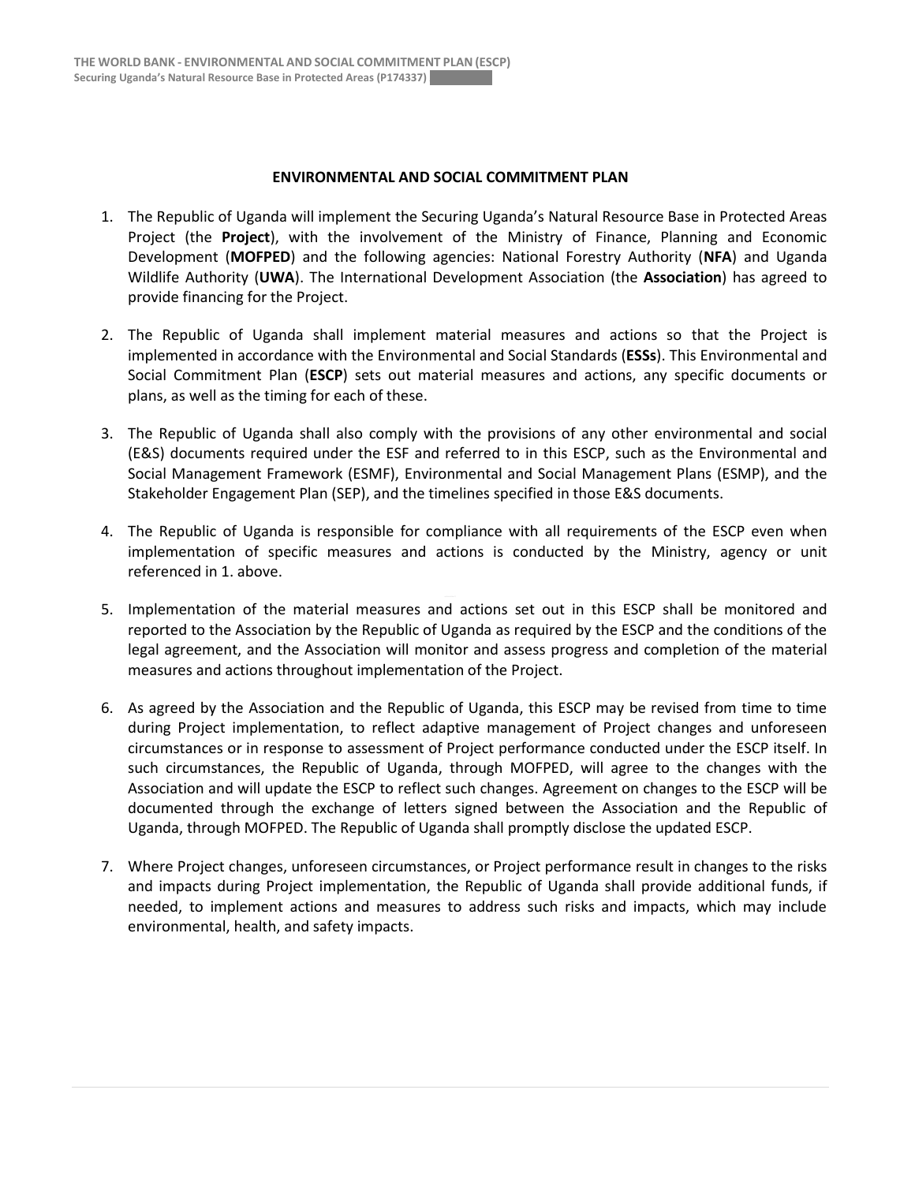## ENVIRONMENTAL AND SOCIAL COMMITMENT PLAN

1. The Republic of Uganda will implement the Securing Uganda's Natural Resource Base in Protected Areas Project (the **Project**), with the involvement of the Ministry of Finance, Planning and Economic Development (**MOFPED**) and the following agencies: National Forestry Authority (**NFA**) and Uganda Wildlife Authority (**UWA**). The International Development Association (the **Association**) has agreed to provide financing for the Project.

2. The Republic of Uganda shall implement material measures and actions so that the Project is implemented in accordance with the Environmental and Social Standards (**ESSs**). This Environmental and Social Commitment Plan (**ESCP**) sets out material measures and actions, any specific documents or plans, as well as the timing for each of these.

3. The Republic of Uganda shall also comply with the provisions of any other environmental and social (E&S) documents required under the ESF and referred to in this ESCP, such as the Environmental and Social Management Framework (ESMF), Environmental and Social Management Plans (ESMP), and the Stakeholder Engagement Plan (SEP), and the timelines specified in those E&S documents.

4. The Republic of Uganda is responsible for compliance with all requirements of the ESCP even when implementation of specific measures and actions is conducted by the Ministry, agency or unit referenced in 1. above.

5. Implementation of the material measures and actions set out in this ESCP shall be monitored and reported to the Association by the Republic of Uganda as required by the ESCP and the conditions of the legal agreement, and the Association will monitor and assess progress and completion of the material measures and actions throughout implementation of the Project.

6. As agreed by the Association and the Republic of Uganda, this ESCP may be revised from time to time during Project implementation, to reflect adaptive management of Project changes and unforeseen circumstances or in response to assessment of Project performance conducted under the ESCP itself. In such circumstances, the Republic of Uganda, through MOFPED, will agree to the changes with the Association and will update the ESCP to reflect such changes. Agreement on changes to the ESCP will be documented through the exchange of letters signed between the Association and the Republic of Uganda, through MOFPED. The Republic of Uganda shall promptly disclose the updated ESCP.

7. Where Project changes, unforeseen circumstances, or Project performance result in changes to the risks and impacts during Project implementation, the Republic of Uganda shall provide additional funds, if needed, to implement actions and measures to address such risks and impacts, which may include environmental, health, and safety impacts.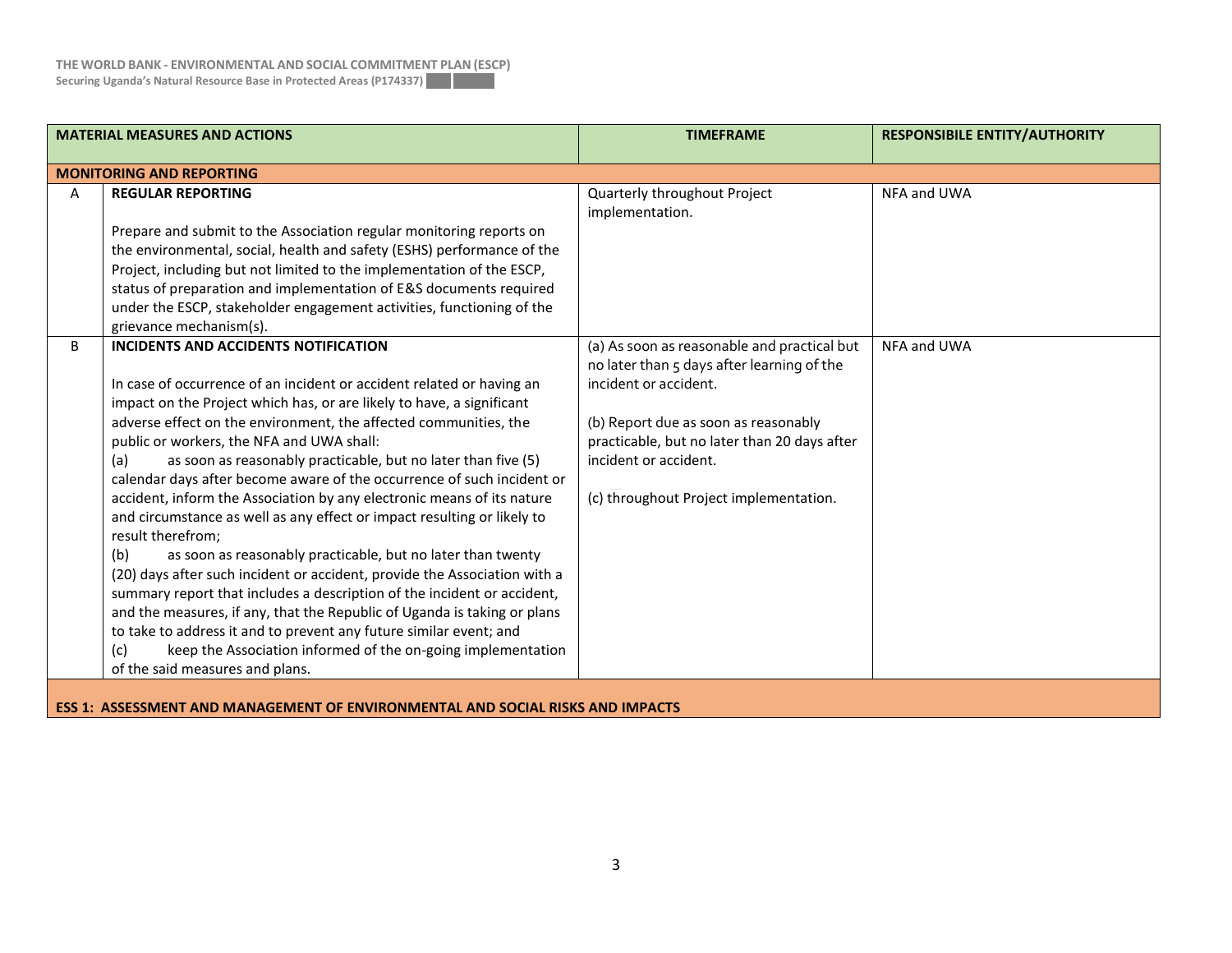| | MATERIAL MEASURES AND ACTIONS | TIMEFRAME | RESPONSIBILE ENTITY/AUTHORITY |
|---|---|---|---|
| **MONITORING AND REPORTING** | | | |
| A | **REGULAR REPORTING**<br><br>Prepare and submit to the Association regular monitoring reports on the environmental, social, health and safety (ESHS) performance of the Project, including but not limited to the implementation of the ESCP, status of preparation and implementation of E&S documents required under the ESCP, stakeholder engagement activities, functioning of the grievance mechanism(s). | Quarterly throughout Project implementation. | NFA and UWA |
| B | **INCIDENTS AND ACCIDENTS NOTIFICATION**<br><br>In case of occurrence of an incident or accident related or having an impact on the Project which has, or are likely to have, a significant adverse effect on the environment, the affected communities, the public or workers, the NFA and UWA shall:<br>(a) as soon as reasonably practicable, but no later than five (5) calendar days after become aware of the occurrence of such incident or accident, inform the Association by any electronic means of its nature and circumstance as well as any effect or impact resulting or likely to result therefrom;<br>(b) as soon as reasonably practicable, but no later than twenty (20) days after such incident or accident, provide the Association with a summary report that includes a description of the incident or accident, and the measures, if any, that the Republic of Uganda is taking or plans to take to address it and to prevent any future similar event; and<br>(c) keep the Association informed of the on-going implementation of the said measures and plans. | (a) As soon as reasonable and practical but no later than 5 days after learning of the incident or accident.<br><br>(b) Report due as soon as reasonably practicable, but no later than 20 days after incident or accident.<br><br>(c) throughout Project implementation. | NFA and UWA |
| **ESS 1: ASSESSMENT AND MANAGEMENT OF ENVIRONMENTAL AND SOCIAL RISKS AND IMPACTS** | | | |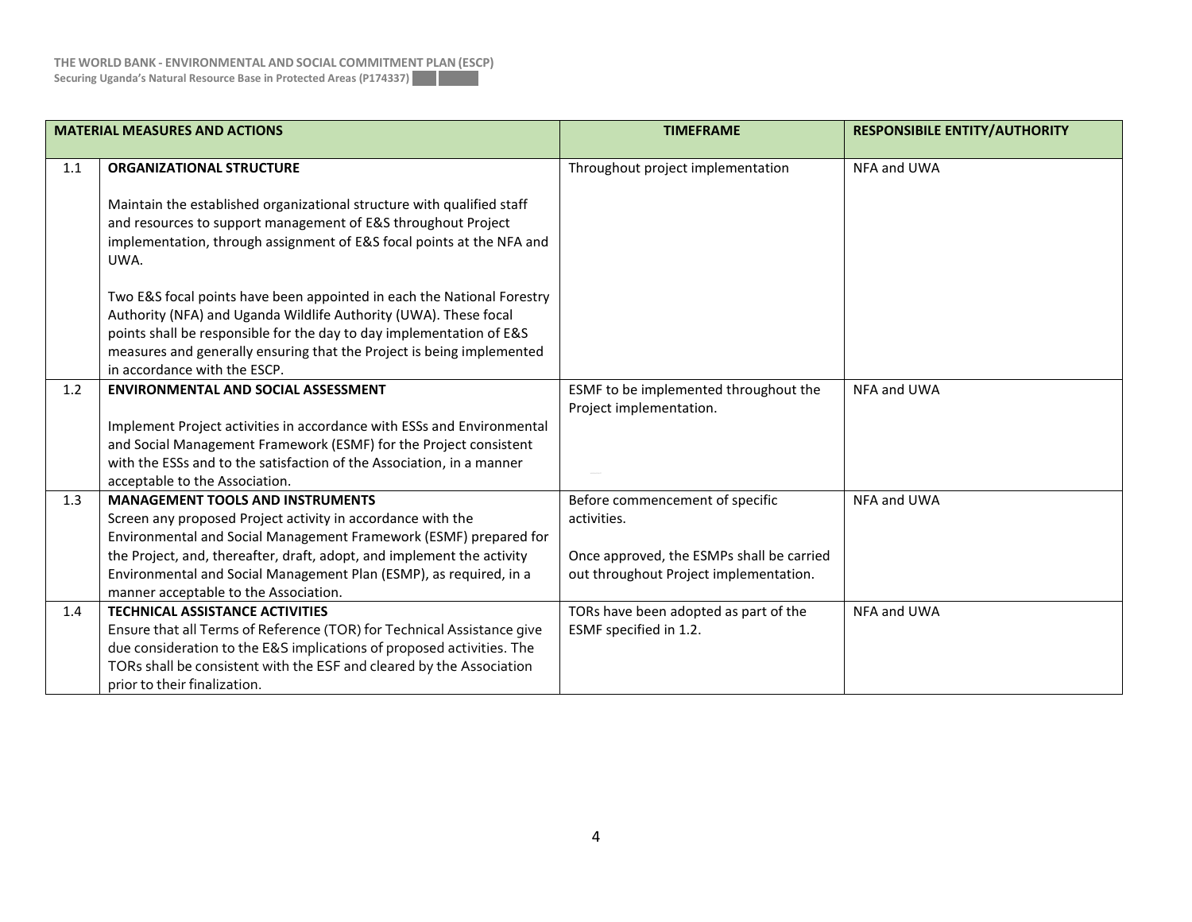| | MATERIAL MEASURES AND ACTIONS | TIMEFRAME | RESPONSIBILE ENTITY/AUTHORITY |
|---|---|---|---|
| 1.1 | **ORGANIZATIONAL STRUCTURE**<br><br>Maintain the established organizational structure with qualified staff and resources to support management of E&S throughout Project implementation, through assignment of E&S focal points at the NFA and UWA.<br><br>Two E&S focal points have been appointed in each the National Forestry Authority (NFA) and Uganda Wildlife Authority (UWA). These focal points shall be responsible for the day to day implementation of E&S measures and generally ensuring that the Project is being implemented in accordance with the ESCP. | Throughout project implementation | NFA and UWA |
| 1.2 | **ENVIRONMENTAL AND SOCIAL ASSESSMENT**<br><br>Implement Project activities in accordance with ESSs and Environmental and Social Management Framework (ESMF) for the Project consistent with the ESSs and to the satisfaction of the Association, in a manner acceptable to the Association. | ESMF to be implemented throughout the Project implementation. | NFA and UWA |
| 1.3 | **MANAGEMENT TOOLS AND INSTRUMENTS**<br>Screen any proposed Project activity in accordance with the Environmental and Social Management Framework (ESMF) prepared for the Project, and, thereafter, draft, adopt, and implement the activity Environmental and Social Management Plan (ESMP), as required, in a manner acceptable to the Association. | Before commencement of specific activities.<br><br>Once approved, the ESMPs shall be carried out throughout Project implementation. | NFA and UWA |
| 1.4 | **TECHNICAL ASSISTANCE ACTIVITIES**<br>Ensure that all Terms of Reference (TOR) for Technical Assistance give due consideration to the E&S implications of proposed activities. The TORs shall be consistent with the ESF and cleared by the Association prior to their finalization. | TORs have been adopted as part of the ESMF specified in 1.2. | NFA and UWA |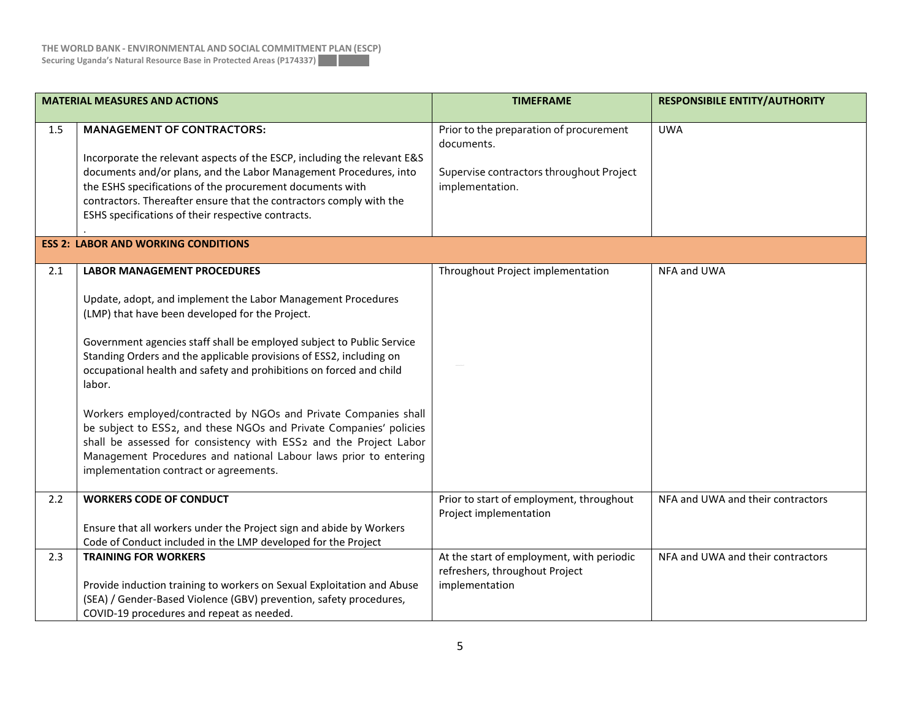| | MATERIAL MEASURES AND ACTIONS | TIMEFRAME | RESPONSIBILE ENTITY/AUTHORITY |
|---|---|---|---|
| 1.5 | **MANAGEMENT OF CONTRACTORS:**<br><br>Incorporate the relevant aspects of the ESCP, including the relevant E&S documents and/or plans, and the Labor Management Procedures, into the ESHS specifications of the procurement documents with contractors. Thereafter ensure that the contractors comply with the ESHS specifications of their respective contracts.<br>. | Prior to the preparation of procurement documents.<br><br>Supervise contractors throughout Project implementation. | UWA |
| **ESS 2: LABOR AND WORKING CONDITIONS** | | | |
| 2.1 | **LABOR MANAGEMENT PROCEDURES**<br><br>Update, adopt, and implement the Labor Management Procedures (LMP) that have been developed for the Project.<br><br>Government agencies staff shall be employed subject to Public Service Standing Orders and the applicable provisions of ESS2, including on occupational health and safety and prohibitions on forced and child labor.<br><br>Workers employed/contracted by NGOs and Private Companies shall be subject to ESS2, and these NGOs and Private Companies' policies shall be assessed for consistency with ESS2 and the Project Labor Management Procedures and national Labour laws prior to entering implementation contract or agreements. | Throughout Project implementation | NFA and UWA |
| 2.2 | **WORKERS CODE OF CONDUCT**<br><br>Ensure that all workers under the Project sign and abide by Workers Code of Conduct included in the LMP developed for the Project | Prior to start of employment, throughout Project implementation | NFA and UWA and their contractors |
| 2.3 | **TRAINING FOR WORKERS**<br><br>Provide induction training to workers on Sexual Exploitation and Abuse (SEA) / Gender-Based Violence (GBV) prevention, safety procedures, COVID-19 procedures and repeat as needed. | At the start of employment, with periodic refreshers, throughout Project implementation | NFA and UWA and their contractors |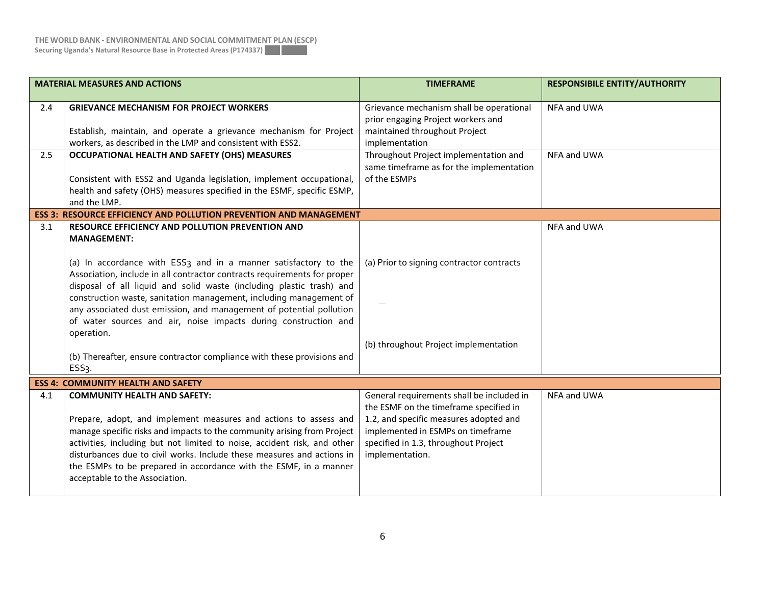| MATERIAL MEASURES AND ACTIONS | | TIMEFRAME | RESPONSIBILE ENTITY/AUTHORITY |
|---|---|---|---|
| 2.4 | **GRIEVANCE MECHANISM FOR PROJECT WORKERS**<br><br>Establish, maintain, and operate a grievance mechanism for Project workers, as described in the LMP and consistent with ESS2. | Grievance mechanism shall be operational prior engaging Project workers and maintained throughout Project implementation | NFA and UWA |
| 2.5 | **OCCUPATIONAL HEALTH AND SAFETY (OHS) MEASURES**<br><br>Consistent with ESS2 and Uganda legislation, implement occupational, health and safety (OHS) measures specified in the ESMF, specific ESMP, and the LMP. | Throughout Project implementation and same timeframe as for the implementation of the ESMPs | NFA and UWA |
| **ESS 3: RESOURCE EFFICIENCY AND POLLUTION PREVENTION AND MANAGEMENT** | | | |
| 3.1 | **RESOURCE EFFICIENCY AND POLLUTION PREVENTION AND MANAGEMENT:**<br><br>(a) In accordance with ESS3 and in a manner satisfactory to the Association, include in all contractor contracts requirements for proper disposal of all liquid and solid waste (including plastic trash) and construction waste, sanitation management, including management of any associated dust emission, and management of potential pollution of water sources and air, noise impacts during construction and operation.<br><br>(b) Thereafter, ensure contractor compliance with these provisions and ESS3. | (a) Prior to signing contractor contracts<br><br>(b) throughout Project implementation | NFA and UWA |
| **ESS 4: COMMUNITY HEALTH AND SAFETY** | | | |
| 4.1 | **COMMUNITY HEALTH AND SAFETY:**<br><br>Prepare, adopt, and implement measures and actions to assess and manage specific risks and impacts to the community arising from Project activities, including but not limited to noise, accident risk, and other disturbances due to civil works. Include these measures and actions in the ESMPs to be prepared in accordance with the ESMF, in a manner acceptable to the Association. | General requirements shall be included in the ESMF on the timeframe specified in 1.2, and specific measures adopted and implemented in ESMPs on timeframe specified in 1.3, throughout Project implementation. | NFA and UWA |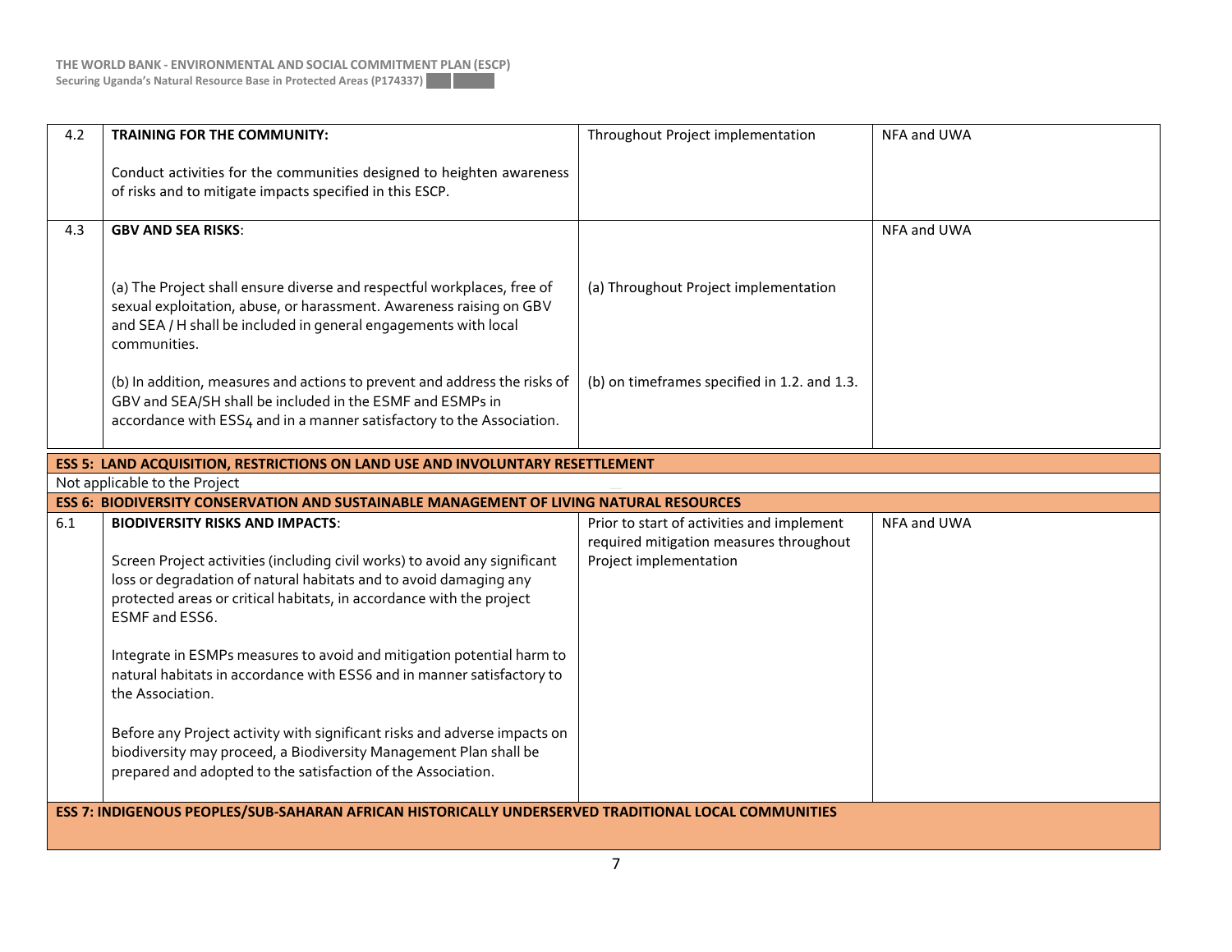| | | | |
|---|---|---|---|
| 4.2 | **TRAINING FOR THE COMMUNITY:**<br><br>Conduct activities for the communities designed to heighten awareness of risks and to mitigate impacts specified in this ESCP. | Throughout Project implementation | NFA and UWA |
| 4.3 | **GBV AND SEA RISKS**:<br><br>(a) The Project shall ensure diverse and respectful workplaces, free of sexual exploitation, abuse, or harassment. Awareness raising on GBV and SEA / H shall be included in general engagements with local communities.<br><br>(b) In addition, measures and actions to prevent and address the risks of GBV and SEA/SH shall be included in the ESMF and ESMPs in accordance with ESS4 and in a manner satisfactory to the Association. | (a) Throughout Project implementation<br><br>(b) on timeframes specified in 1.2. and 1.3. | NFA and UWA |
| **ESS 5: LAND ACQUISITION, RESTRICTIONS ON LAND USE AND INVOLUNTARY RESETTLEMENT** | | | |
| Not applicable to the Project | | | |
| **ESS 6: BIODIVERSITY CONSERVATION AND SUSTAINABLE MANAGEMENT OF LIVING NATURAL RESOURCES** | | | |
| 6.1 | **BIODIVERSITY RISKS AND IMPACTS**:<br><br>Screen Project activities (including civil works) to avoid any significant loss or degradation of natural habitats and to avoid damaging any protected areas or critical habitats, in accordance with the project ESMF and ESS6.<br><br>Integrate in ESMPs measures to avoid and mitigation potential harm to natural habitats in accordance with ESS6 and in manner satisfactory to the Association.<br><br>Before any Project activity with significant risks and adverse impacts on biodiversity may proceed, a Biodiversity Management Plan shall be prepared and adopted to the satisfaction of the Association. | Prior to start of activities and implement required mitigation measures throughout Project implementation | NFA and UWA |
| **ESS 7: INDIGENOUS PEOPLES/SUB-SAHARAN AFRICAN HISTORICALLY UNDERSERVED TRADITIONAL LOCAL COMMUNITIES** | | | |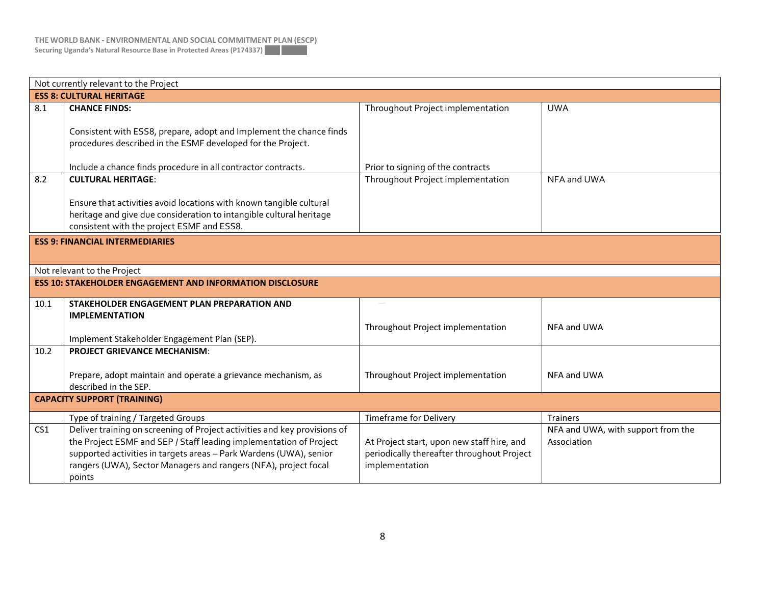| | | | |
|---|---|---|---|
| Not currently relevant to the Project | | | |
| **ESS 8: CULTURAL HERITAGE** | | | |
| 8.1 | **CHANCE FINDS:**<br><br>Consistent with ESS8, prepare, adopt and Implement the chance finds procedures described in the ESMF developed for the Project.<br><br>Include a chance finds procedure in all contractor contracts. | Throughout Project implementation<br><br><br><br>Prior to signing of the contracts | UWA |
| 8.2 | **CULTURAL HERITAGE**:<br><br>Ensure that activities avoid locations with known tangible cultural heritage and give due consideration to intangible cultural heritage consistent with the project ESMF and ESS8. | Throughout Project implementation | NFA and UWA |
| **ESS 9: FINANCIAL INTERMEDIARIES** | | | |
| Not relevant to the Project | | | |
| **ESS 10: STAKEHOLDER ENGAGEMENT AND INFORMATION DISCLOSURE** | | | |
| 10.1 | **STAKEHOLDER ENGAGEMENT PLAN PREPARATION AND IMPLEMENTATION**<br><br>Implement Stakeholder Engagement Plan (SEP). | Throughout Project implementation | NFA and UWA |
| 10.2 | **PROJECT GRIEVANCE MECHANISM**:<br><br>Prepare, adopt maintain and operate a grievance mechanism, as described in the SEP. | Throughout Project implementation | NFA and UWA |
| **CAPACITY SUPPORT (TRAINING)** | | | |
| | Type of training / Targeted Groups | Timeframe for Delivery | Trainers |
| CS1 | Deliver training on screening of Project activities and key provisions of the Project ESMF and SEP / Staff leading implementation of Project supported activities in targets areas – Park Wardens (UWA), senior rangers (UWA), Sector Managers and rangers (NFA), project focal points | At Project start, upon new staff hire, and periodically thereafter throughout Project implementation | NFA and UWA, with support from the Association |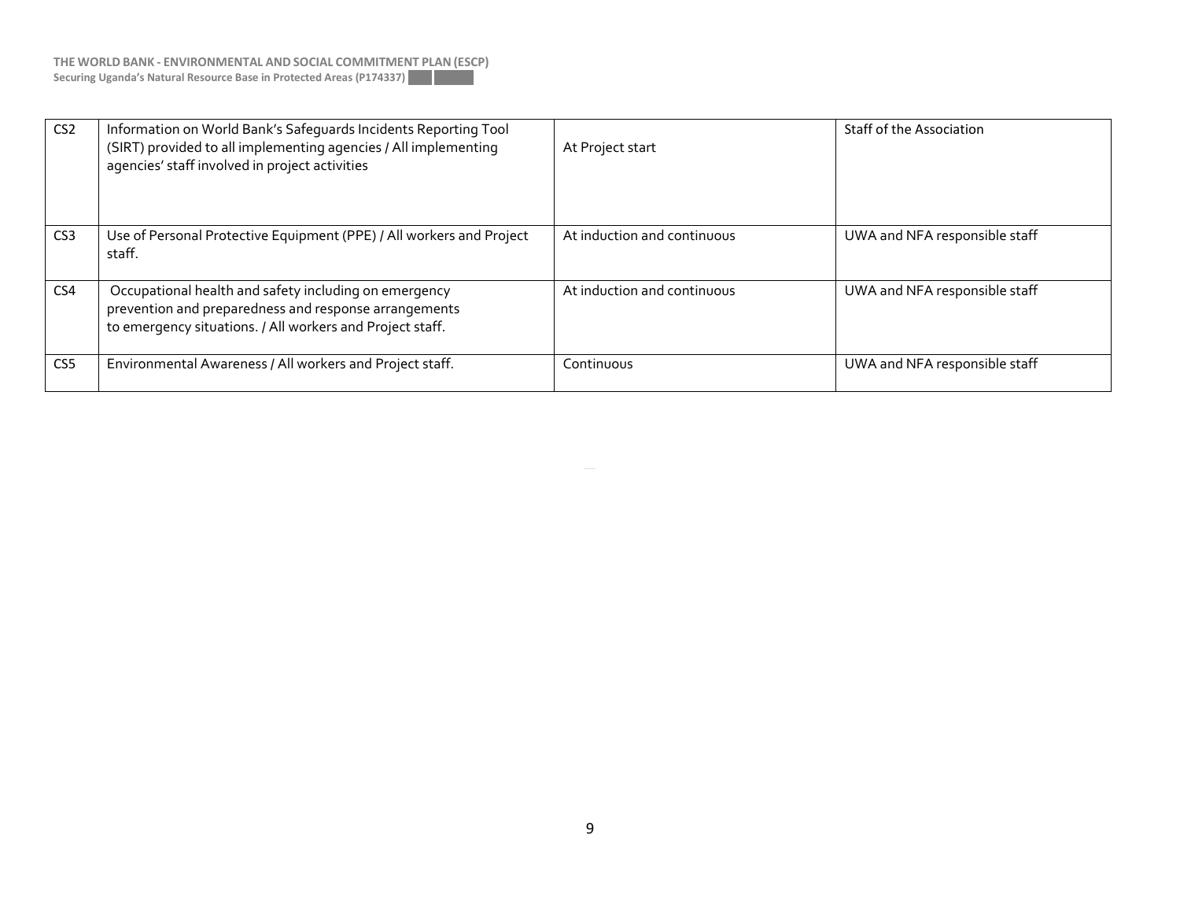| | | | |
|---|---|---|---|
| CS2 | Information on World Bank's Safeguards Incidents Reporting Tool (SIRT) provided to all implementing agencies / All implementing agencies' staff involved in project activities | At Project start | Staff of the Association |
| CS3 | Use of Personal Protective Equipment (PPE) / All workers and Project staff. | At induction and continuous | UWA and NFA responsible staff |
| CS4 | Occupational health and safety including on emergency prevention and preparedness and response arrangements to emergency situations. / All workers and Project staff. | At induction and continuous | UWA and NFA responsible staff |
| CS5 | Environmental Awareness / All workers and Project staff. | Continuous | UWA and NFA responsible staff |